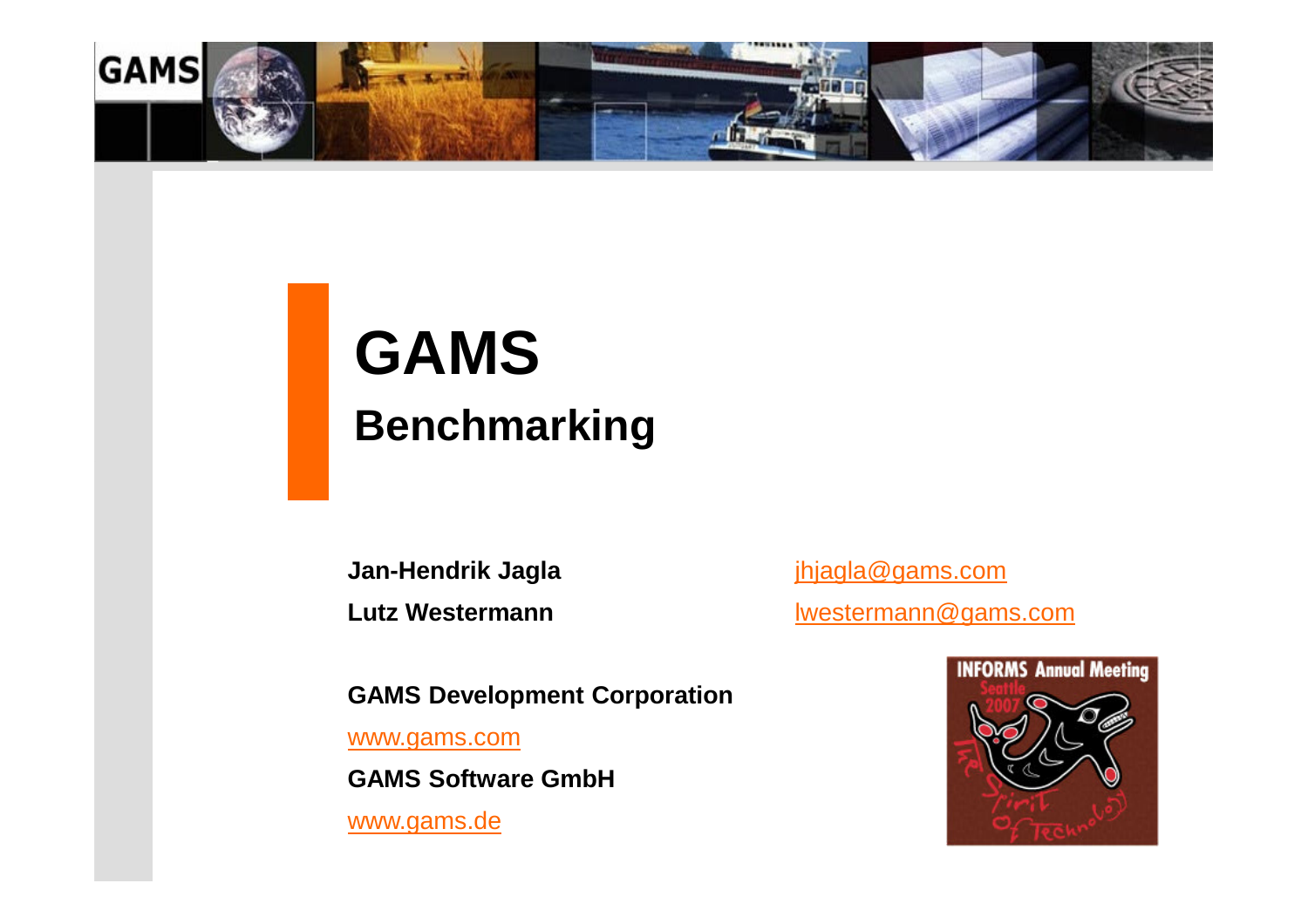# GAMS

## Benchmarking

**Jan-Hendrik Jagla** jhjagla@gams.com

**Lutz Westermann** lwestermann@gams.com

**GAMS Development Corporation**

www.gams.com

**GAMS Software GmbH**

www.gams.de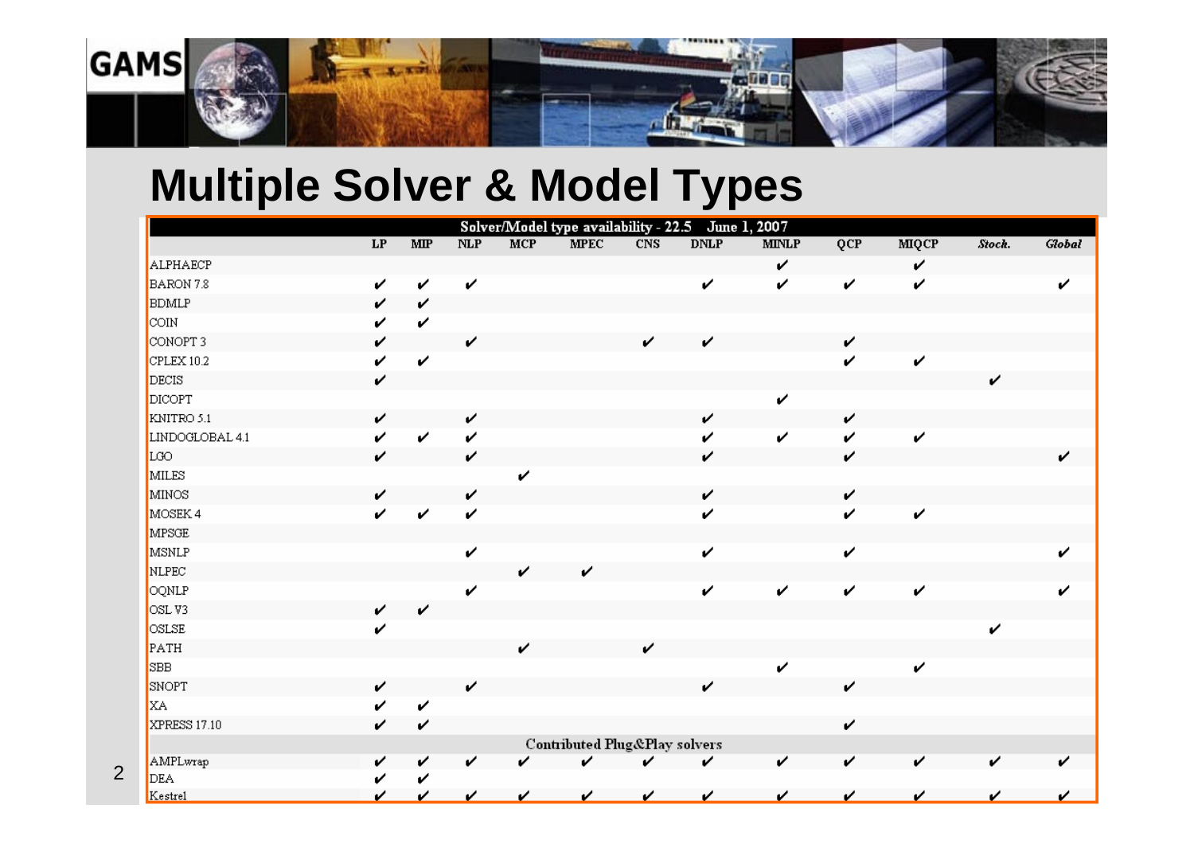# Multiple Solver & Model Types

| Solver/Model type availability - 22.5 June 1, 2007 | LP | MIP | NLP | MCP | MPEC | CNS | DNLP | MINLP | QCP | MIQCP | Stoch. | Global |
|---|---|---|---|---|---|---|---|---|---|---|---|---|
| ALPHAECP | | | | | | | | ✔ | | ✔ | | |
| BARON 7.8 | ✔ | ✔ | ✔ | | | | ✔ | ✔ | ✔ | ✔ | | ✔ |
| BDMLP | ✔ | ✔ | | | | | | | | | | |
| COIN | ✔ | ✔ | | | | | | | | | | |
| CONOPT 3 | ✔ | | ✔ | | | ✔ | ✔ | | ✔ | | | |
| CPLEX 10.2 | ✔ | ✔ | | | | | | | ✔ | ✔ | | |
| DECIS | ✔ | | | | | | | | | | ✔ | |
| DICOPT | | | | | | | | ✔ | | | | |
| KNITRO 5.1 | ✔ | | ✔ | | | | ✔ | | ✔ | | | |
| LINDOGLOBAL 4.1 | ✔ | ✔ | ✔ | | | | ✔ | ✔ | ✔ | ✔ | | |
| LGO | ✔ | | ✔ | | | | ✔ | | ✔ | | | ✔ |
| MILES | | | | ✔ | | | | | | | | |
| MINOS | ✔ | | ✔ | | | | ✔ | | ✔ | | | |
| MOSEK 4 | ✔ | ✔ | ✔ | | | | ✔ | | ✔ | ✔ | | |
| MPSGE | | | | | | | | | | | | |
| MSNLP | | | ✔ | | | | ✔ | | ✔ | | | ✔ |
| NLPEC | | | | ✔ | ✔ | | | | | | | |
| OQNLP | | | ✔ | | | | ✔ | ✔ | ✔ | ✔ | | ✔ |
| OSL V3 | ✔ | ✔ | | | | | | | | | | |
| OSLSE | ✔ | | | | | | | | | | ✔ | |
| PATH | | | | ✔ | | ✔ | | | | | | |
| SBB | | | | | | | | ✔ | | ✔ | | |
| SNOPT | ✔ | | ✔ | | | | ✔ | | ✔ | | | |
| XA | ✔ | ✔ | | | | | | | | | | |
| XPRESS 17.10 | ✔ | ✔ | | | | | | | ✔ | | | |
| **Contributed Plug&Play solvers** | | | | | | | | | | | | |
| AMPLwrap | ✔ | ✔ | ✔ | ✔ | ✔ | ✔ | ✔ | ✔ | ✔ | ✔ | ✔ | ✔ |
| DEA | ✔ | ✔ | | | | | | | | | | |
| Kestrel | ✔ | ✔ | ✔ | ✔ | ✔ | ✔ | ✔ | ✔ | ✔ | ✔ | ✔ | ✔ |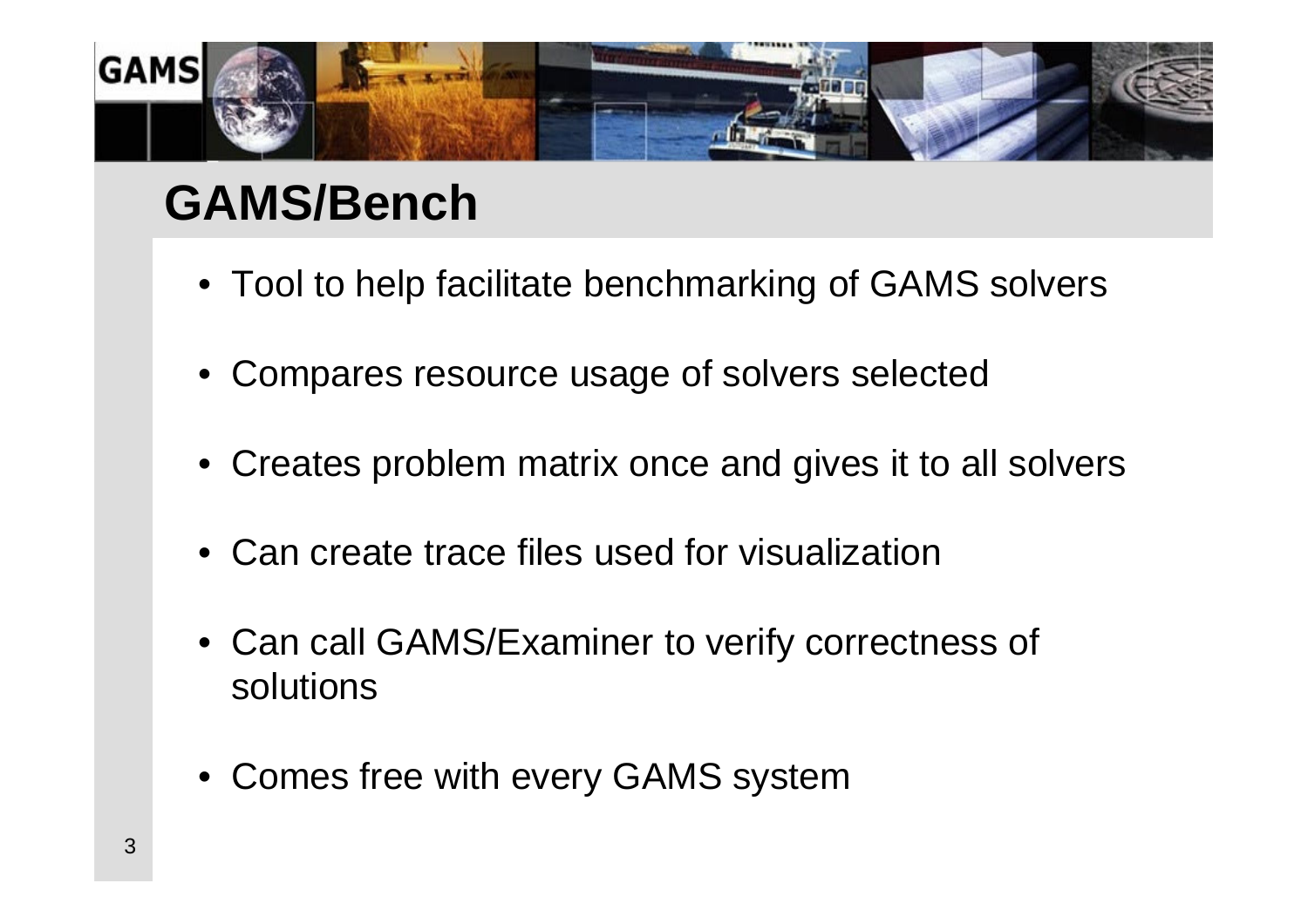# GAMS/Bench

- Tool to help facilitate benchmarking of GAMS solvers
- Compares resource usage of solvers selected
- Creates problem matrix once and gives it to all solvers
- Can create trace files used for visualization
- Can call GAMS/Examiner to verify correctness of solutions
- Comes free with every GAMS system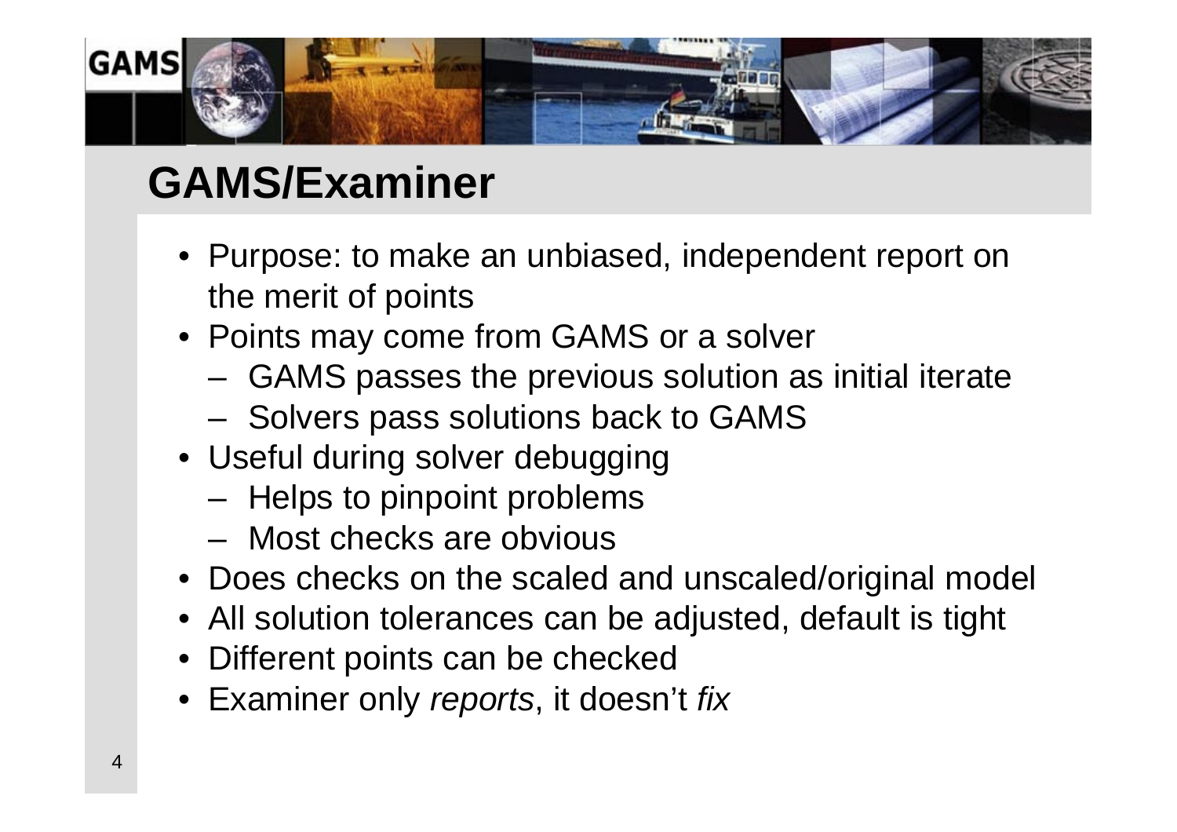# GAMS/Examiner

- Purpose: to make an unbiased, independent report on the merit of points
- Points may come from GAMS or a solver
  - GAMS passes the previous solution as initial iterate
  - Solvers pass solutions back to GAMS
- Useful during solver debugging
  - Helps to pinpoint problems
  - Most checks are obvious
- Does checks on the scaled and unscaled/original model
- All solution tolerances can be adjusted, default is tight
- Different points can be checked
- Examiner only *reports*, it doesn't *fix*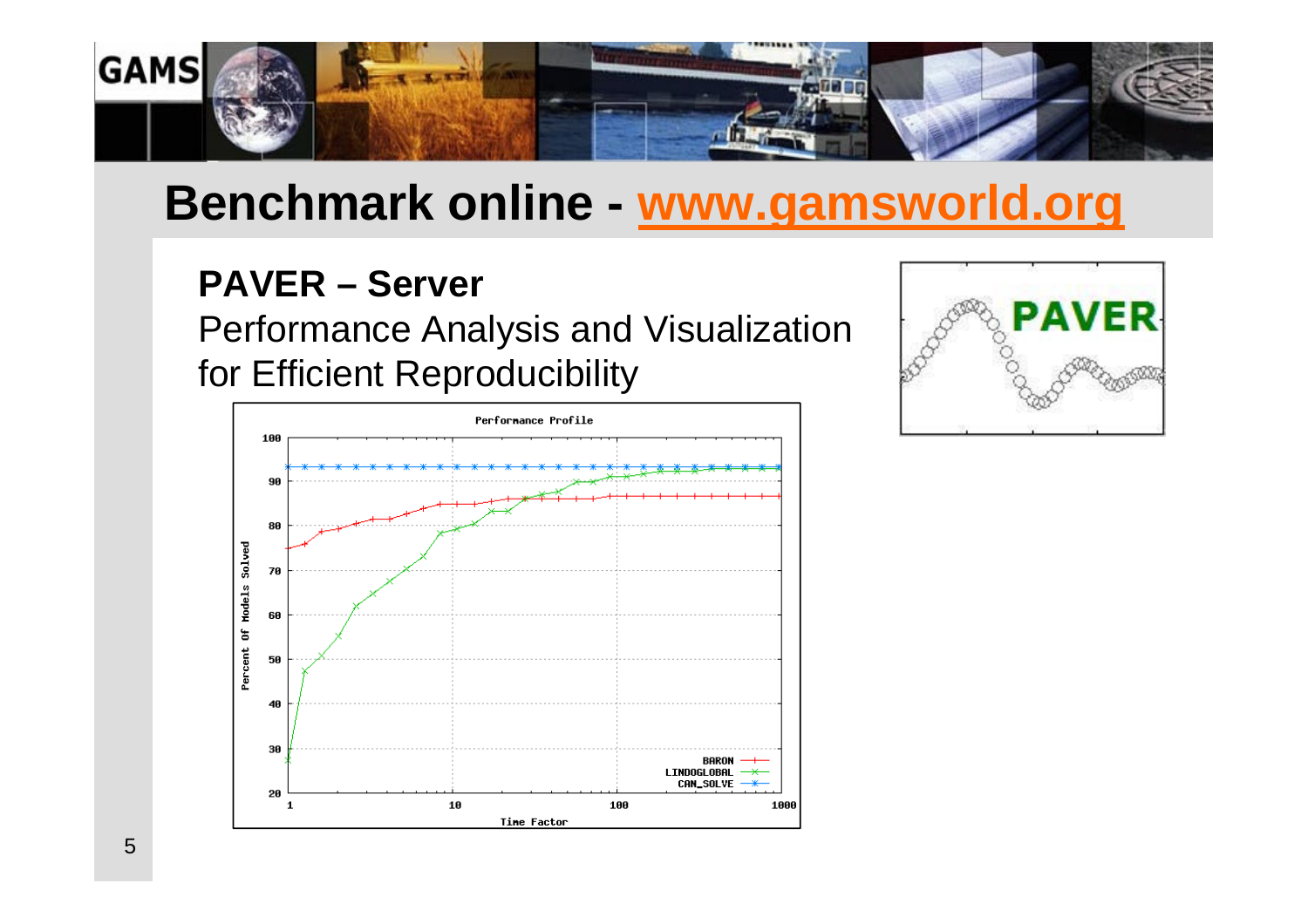# Benchmark online - www.gamsworld.org

**PAVER – Server**

Performance Analysis and Visualization for Efficient Reproducibility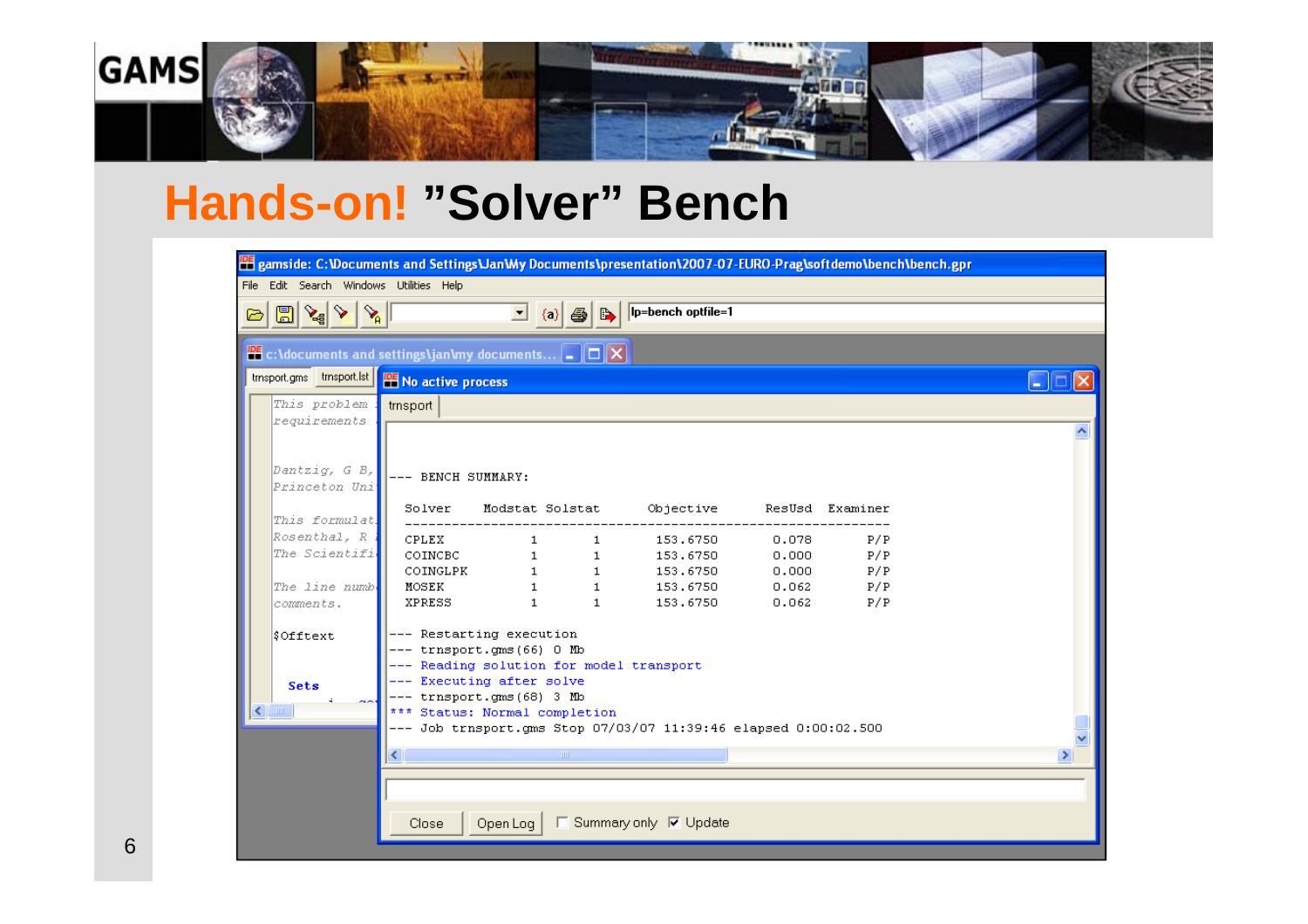# Hands-on! "Solver" Bench

gamside: C:\Documents and Settings\Jan\My Documents\presentation\2007-07-EURO-Prag\softdemo\bench\bench.gpr

File Edit Search Windows Utilities Help

lp=bench optfile=1

No active process

trnsport

```
--- BENCH SUMMARY:

  Solver    Modstat Solstat       Objective      ResUsd  Examiner
  -------------------------------------------------------------
  CPLEX           1       1        153.6750       0.078       P/P
  COINCBC         1       1        153.6750       0.000       P/P
  COINGLPK        1       1        153.6750       0.000       P/P
  MOSEK           1       1        153.6750       0.062       P/P
  XPRESS          1       1        153.6750       0.062       P/P

--- Restarting execution
--- trnsport.gms(66) 0 Mb
--- Reading solution for model transport
--- Executing after solve
--- trnsport.gms(68) 3 Mb
*** Status: Normal completion
--- Job trnsport.gms Stop 07/03/07 11:39:46 elapsed 0:00:02.500
```

Close | Open Log | Summary only | Update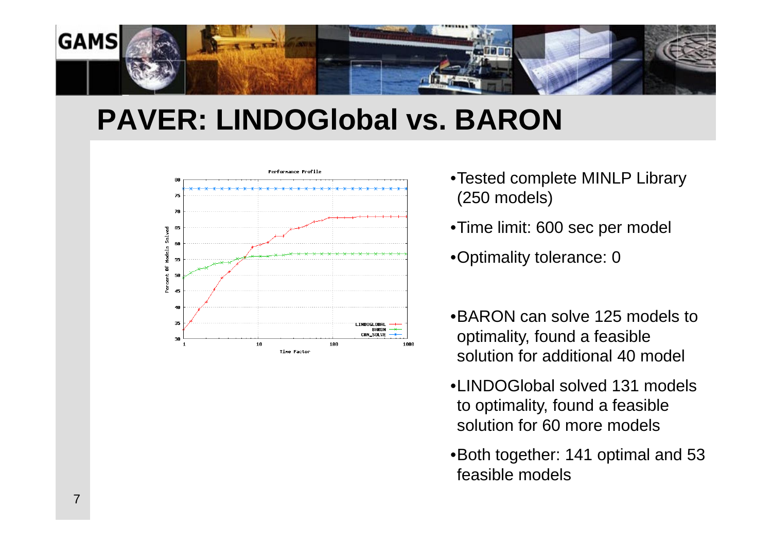# PAVER: LINDOGlobal vs. BARON

- Tested complete MINLP Library (250 models)
- Time limit: 600 sec per model
- Optimality tolerance: 0

- BARON can solve 125 models to optimality, found a feasible solution for additional 40 model
- LINDOGlobal solved 131 models to optimality, found a feasible solution for 60 more models
- Both together: 141 optimal and 53 feasible models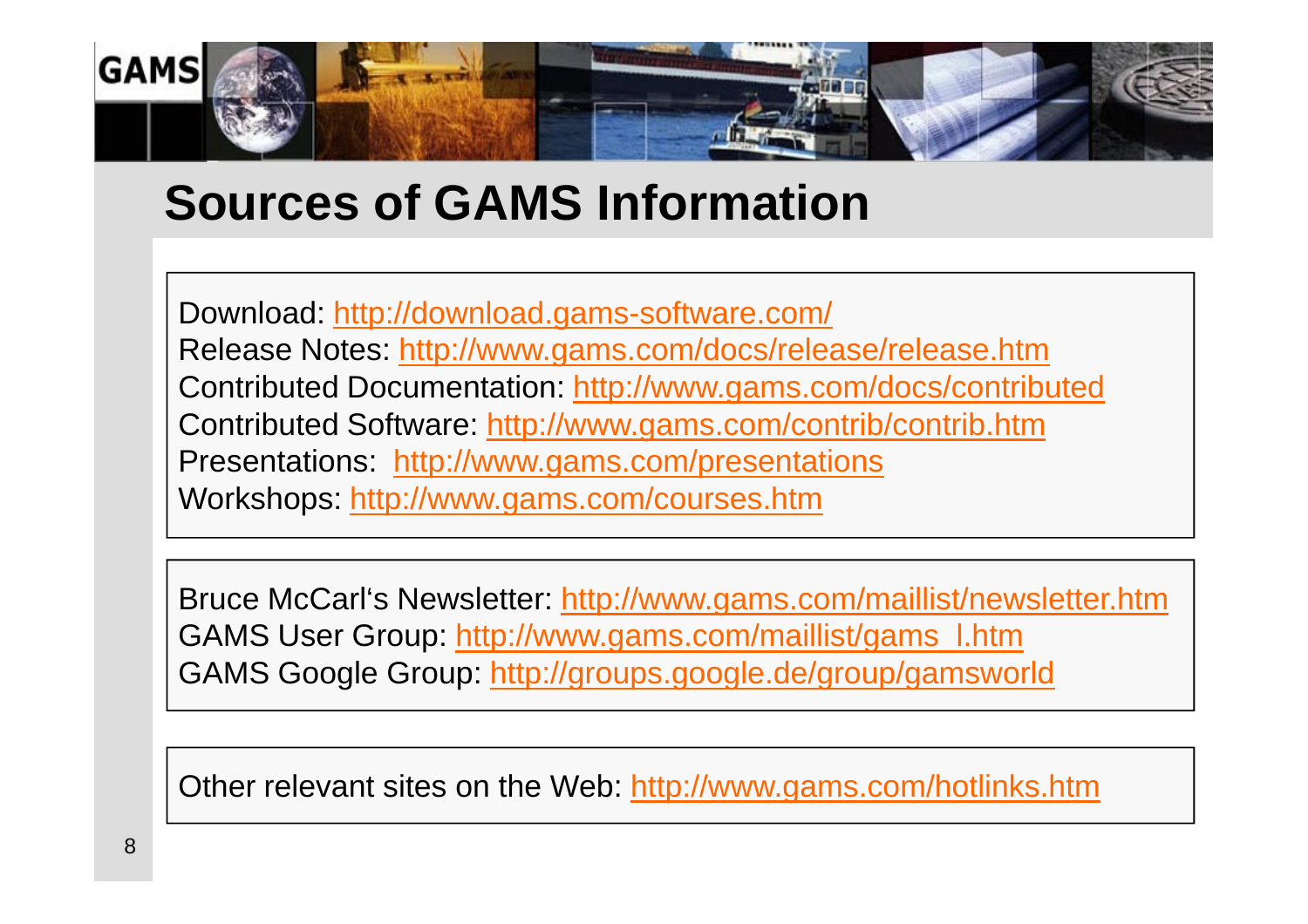# Sources of GAMS Information

Download: http://download.gams-software.com/
Release Notes: http://www.gams.com/docs/release/release.htm
Contributed Documentation: http://www.gams.com/docs/contributed
Contributed Software: http://www.gams.com/contrib/contrib.htm
Presentations: http://www.gams.com/presentations
Workshops: http://www.gams.com/courses.htm

Bruce McCarl's Newsletter: http://www.gams.com/maillist/newsletter.htm
GAMS User Group: http://www.gams.com/maillist/gams_l.htm
GAMS Google Group: http://groups.google.de/group/gamsworld

Other relevant sites on the Web: http://www.gams.com/hotlinks.htm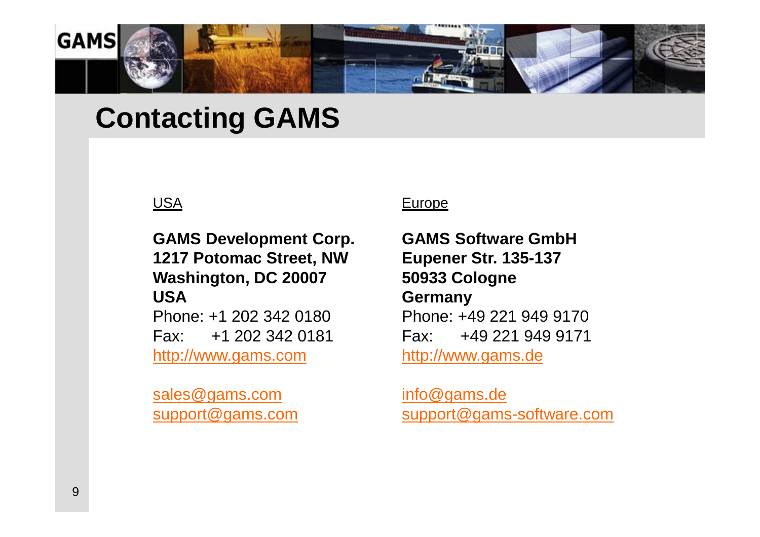# Contacting GAMS

USA

**GAMS Development Corp.**
**1217 Potomac Street, NW**
**Washington, DC 20007**
**USA**
Phone: +1 202 342 0180
Fax: +1 202 342 0181
http://www.gams.com

sales@gams.com
support@gams.com

Europe

**GAMS Software GmbH**
**Eupener Str. 135-137**
**50933 Cologne**
**Germany**
Phone: +49 221 949 9170
Fax: +49 221 949 9171
http://www.gams.de

info@gams.de
support@gams-software.com